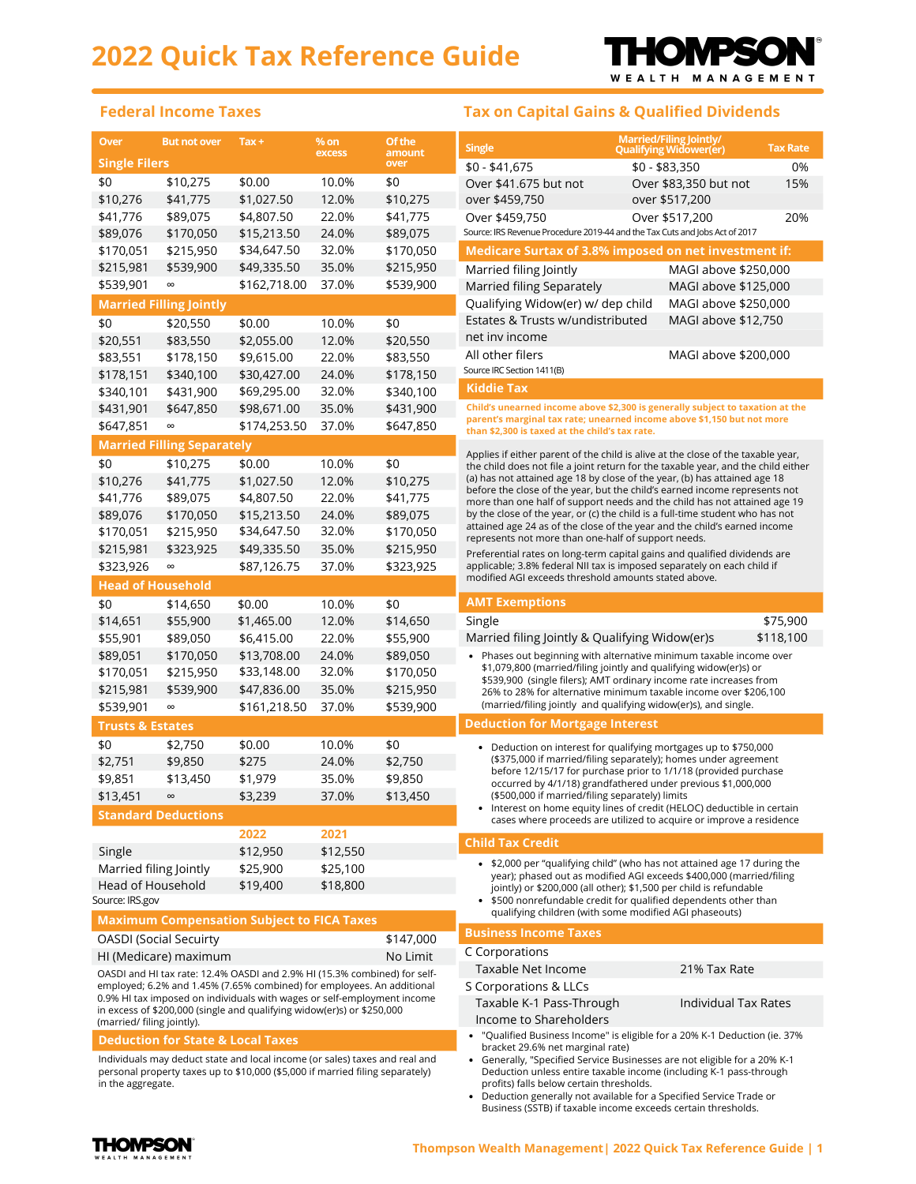# 2022 Quick Tax Reference Guide

## Federal Income Taxes

| Over | But not over | Tax + | % on excess | Of the amount over |
|---|---|---|---|---|
| **Single Filers** | | | | |
| $0 | $10,275 | $0.00 | 10.0% | $0 |
| $10,276 | $41,775 | $1,027.50 | 12.0% | $10,275 |
| $41,776 | $89,075 | $4,807.50 | 22.0% | $41,775 |
| $89,076 | $170,050 | $15,213.50 | 24.0% | $89,075 |
| $170,051 | $215,950 | $34,647.50 | 32.0% | $170,050 |
| $215,981 | $539,900 | $49,335.50 | 35.0% | $215,950 |
| $539,901 | ∞ | $162,718.00 | 37.0% | $539,900 |
| **Married Filling Jointly** | | | | |
| $0 | $20,550 | $0.00 | 10.0% | $0 |
| $20,551 | $83,550 | $2,055.00 | 12.0% | $20,550 |
| $83,551 | $178,150 | $9,615.00 | 22.0% | $83,550 |
| $178,151 | $340,100 | $30,427.00 | 24.0% | $178,150 |
| $340,101 | $431,900 | $69,295.00 | 32.0% | $340,100 |
| $431,901 | $647,850 | $98,671.00 | 35.0% | $431,900 |
| $647,851 | ∞ | $174,253.50 | 37.0% | $647,850 |
| **Married Filling Separately** | | | | |
| $0 | $10,275 | $0.00 | 10.0% | $0 |
| $10,276 | $41,775 | $1,027.50 | 12.0% | $10,275 |
| $41,776 | $89,075 | $4,807.50 | 22.0% | $41,775 |
| $89,076 | $170,050 | $15,213.50 | 24.0% | $89,075 |
| $170,051 | $215,950 | $34,647.50 | 32.0% | $170,050 |
| $215,981 | $323,925 | $49,335.50 | 35.0% | $215,950 |
| $323,926 | ∞ | $87,126.75 | 37.0% | $323,925 |
| **Head of Household** | | | | |
| $0 | $14,650 | $0.00 | 10.0% | $0 |
| $14,651 | $55,900 | $1,465.00 | 12.0% | $14,650 |
| $55,901 | $89,050 | $6,415.00 | 22.0% | $55,900 |
| $89,051 | $170,050 | $13,708.00 | 24.0% | $89,050 |
| $170,051 | $215,950 | $33,148.00 | 32.0% | $170,050 |
| $215,981 | $539,900 | $47,836.00 | 35.0% | $215,950 |
| $539,901 | ∞ | $161,218.50 | 37.0% | $539,900 |
| **Trusts & Estates** | | | | |
| $0 | $2,750 | $0.00 | 10.0% | $0 |
| $2,751 | $9,850 | $275 | 24.0% | $2,750 |
| $9,851 | $13,450 | $1,979 | 35.0% | $9,850 |
| $13,451 | ∞ | $3,239 | 37.0% | $13,450 |

## Standard Deductions

| | 2022 | 2021 |
|---|---|---|
| Single | $12,950 | $12,550 |
| Married filing Jointly | $25,900 | $25,100 |
| Head of Household | $19,400 | $18,800 |

Source: IRS.gov

## Maximum Compensation Subject to FICA Taxes

| | |
|---|---|
| OASDI (Social Security | $147,000 |
| HI (Medicare) maximum | No Limit |

OASDI and HI tax rate: 12.4% OASDI and 2.9% HI (15.3% combined) for self-employed; 6.2% and 1.45% (7.65% combined) for employees. An additional 0.9% HI tax imposed on individuals with wages or self-employment income in excess of $200,000 (single and qualifying widow(er)s) or $250,000 (married/ filing jointly).

## Deduction for State & Local Taxes

Individuals may deduct state and local income (or sales) taxes and real and personal property taxes up to $10,000 ($5,000 if married filing separately) in the aggregate.

## Tax on Capital Gains & Qualified Dividends

| Single | Married/Filing Jointly/ Qualifying Widower(er) | Tax Rate |
|---|---|---|
| $0 - $41,675 | $0 - $83,350 | 0% |
| Over $41.675 but not over $459,750 | Over $83,350 but not over $517,200 | 15% |
| Over $459,750 | Over $517,200 | 20% |

Source: IRS Revenue Procedure 2019-44 and the Tax Cuts and Jobs Act of 2017

## Medicare Surtax of 3.8% imposed on net investment if:

| | |
|---|---|
| Married filing Jointly | MAGI above $250,000 |
| Married filing Separately | MAGI above $125,000 |
| Qualifying Widow(er) w/ dep child | MAGI above $250,000 |
| Estates & Trusts w/undistributed net inv income | MAGI above $12,750 |
| All other filers | MAGI above $200,000 |

Source IRC Section 1411(B)

## Kiddie Tax

**Child's unearned income above $2,300 is generally subject to taxation at the parent's marginal tax rate; unearned income above $1,150 but not more than $2,300 is taxed at the child's tax rate.**

Applies if either parent of the child is alive at the close of the taxable year, the child does not file a joint return for the taxable year, and the child either (a) has not attained age 18 by close of the year, (b) has attained age 18 before the close of the year, but the child's earned income represents not more than one half of support needs and the child has not attained age 19 by the close of the year, or (c) the child is a full-time student who has not attained age 24 as of the close of the year and the child's earned income represents not more than one-half of support needs.

Preferential rates on long-term capital gains and qualified dividends are applicable; 3.8% federal NII tax is imposed separately on each child if modified AGI exceeds threshold amounts stated above.

## AMT Exemptions

| | |
|---|---|
| Single | $75,900 |
| Married filing Jointly & Qualifying Widow(er)s | $118,100 |

- Phases out beginning with alternative minimum taxable income over $1,079,800 (married/filing jointly and qualifying widow(er)s) or $539,900 (single filers); AMT ordinary income rate increases from 26% to 28% for alternative minimum taxable income over $206,100 (married/filing jointly and qualifying widow(er)s), and single.

## Deduction for Mortgage Interest

- Deduction on interest for qualifying mortgages up to $750,000 ($375,000 if married/filing separately); homes under agreement before 12/15/17 for purchase prior to 1/1/18 (provided purchase occurred by 4/1/18) grandfathered under previous $1,000,000 ($500,000 if married/filing separately) limits
- Interest on home equity lines of credit (HELOC) deductible in certain cases where proceeds are utilized to acquire or improve a residence

## Child Tax Credit

- $2,000 per "qualifying child" (who has not attained age 17 during the year); phased out as modified AGI exceeds $400,000 (married/filing jointly) or $200,000 (all other); $1,500 per child is refundable
- $500 nonrefundable credit for qualified dependents other than qualifying children (with some modified AGI phaseouts)

## Business Income Taxes

| | |
|---|---|
| **C Corporations** | |
| Taxable Net Income | 21% Tax Rate |
| **S Corporations & LLCs** | |
| Taxable K-1 Pass-Through Income to Shareholders | Individual Tax Rates |

- "Qualified Business Income" is eligible for a 20% K-1 Deduction (ie. 37% bracket 29.6% net marginal rate)
- Generally, "Specified Service Businesses are not eligible for a 20% K-1 Deduction unless entire taxable income (including K-1 pass-through profits) falls below certain thresholds.
- Deduction generally not available for a Specified Service Trade or Business (SSTB) if taxable income exceeds certain thresholds.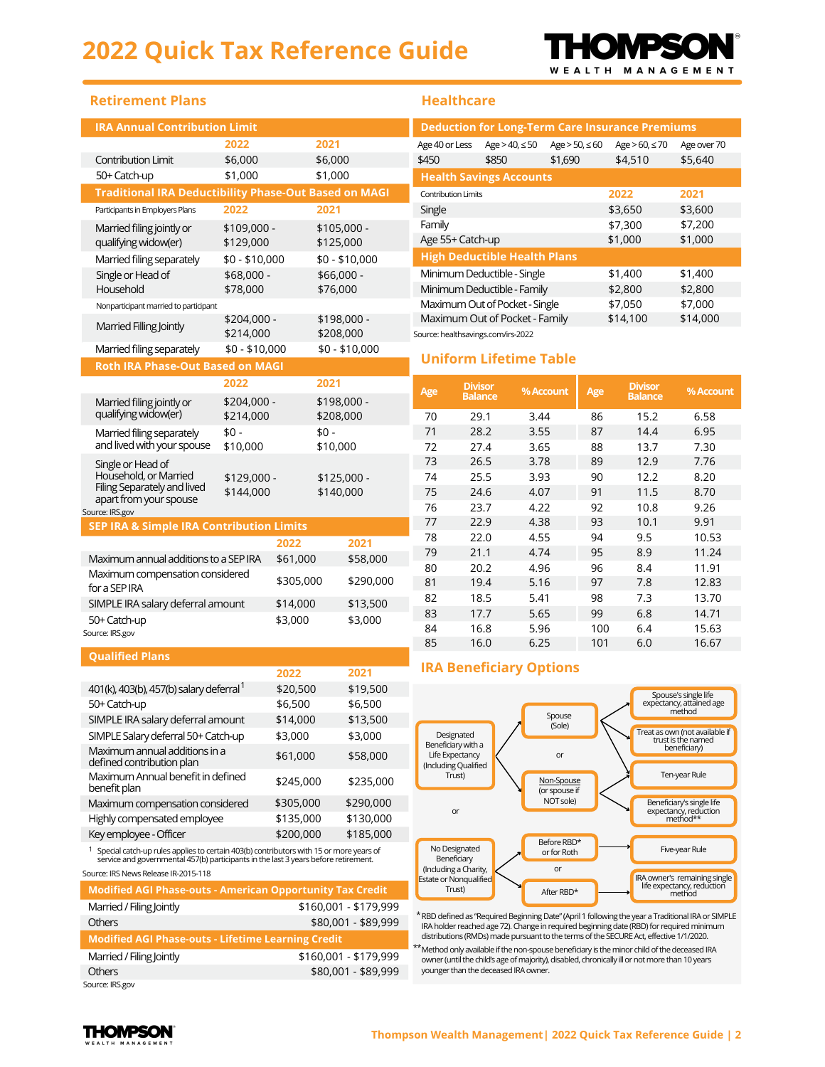# 2022 Quick Tax Reference Guide

## Retirement Plans

| IRA Annual Contribution Limit | 2022 | 2021 |
|---|---|---|
| Contribution Limit | $6,000 | $6,000 |
| 50+ Catch-up | $1,000 | $1,000 |

| Traditional IRA Deductibility Phase-Out Based on MAGI | | |
|---|---|---|
| Participants in Employers Plans | 2022 | 2021 |
| Married filing jointly or qualifying widow(er) | $109,000 - $129,000 | $105,000 - $125,000 |
| Married filing separately | $0 - $10,000 | $0 - $10,000 |
| Single or Head of Household | $68,000 - $78,000 | $66,000 - $76,000 |
| Nonparticipant married to participant | | |
| Married Filing Jointly | $204,000 - $214,000 | $198,000 - $208,000 |
| Married filing separately | $0 - $10,000 | $0 - $10,000 |

| Roth IRA Phase-Out Based on MAGI | 2022 | 2021 |
|---|---|---|
| Married filing jointly or qualifying widow(er) | $204,000 - $214,000 | $198,000 - $208,000 |
| Married filing separately and lived with your spouse | $0 - $10,000 | $0 - $10,000 |
| Single or Head of Household, or Married Filing Separately and lived apart from your spouse | $129,000 - $144,000 | $125,000 - $140,000 |

Source: IRS.gov

| SEP IRA & Simple IRA Contribution Limits | 2022 | 2021 |
|---|---|---|
| Maximum annual additions to a SEP IRA | $61,000 | $58,000 |
| Maximum compensation considered for a SEP IRA | $305,000 | $290,000 |
| SIMPLE IRA salary deferral amount | $14,000 | $13,500 |
| 50+ Catch-up | $3,000 | $3,000 |

Source: IRS.gov

| Qualified Plans | 2022 | 2021 |
|---|---|---|
| 401(k), 403(b), 457(b) salary deferral[1] | $20,500 | $19,500 |
| 50+ Catch-up | $6,500 | $6,500 |
| SIMPLE IRA salary deferral amount | $14,000 | $13,500 |
| SIMPLE Salary deferral 50+ Catch-up | $3,000 | $3,000 |
| Maximum annual additions in a defined contribution plan | $61,000 | $58,000 |
| Maximum Annual benefit in defined benefit plan | $245,000 | $235,000 |
| Maximum compensation considered | $305,000 | $290,000 |
| Highly compensated employee | $135,000 | $130,000 |
| Key employee - Officer | $200,000 | $185,000 |

[1] Special catch-up rules applies to certain 403(b) contributors with 15 or more years of service and governmental 457(b) participants in the last 3 years before retirement.

Source: IRS News Release IR-2015-118

| Modified AGI Phase-outs - American Opportunity Tax Credit | |
|---|---|
| Married / Filing Jointly | $160,001 - $179,999 |
| Others | $80,001 - $89,999 |

| Modified AGI Phase-outs - Lifetime Learning Credit | |
|---|---|
| Married / Filing Jointly | $160,001 - $179,999 |
| Others | $80,001 - $89,999 |

Source: IRS.gov

## Healthcare

| Deduction for Long-Term Care Insurance Premiums | | | | |
|---|---|---|---|---|
| Age 40 or Less | Age > 40, ≤ 50 | Age > 50, ≤ 60 | Age > 60, ≤ 70 | Age over 70 |
| $450 | $850 | $1,690 | $4,510 | $5,640 |

| Health Savings Accounts | | |
|---|---|---|
| Contribution Limits | 2022 | 2021 |
| Single | $3,650 | $3,600 |
| Family | $7,300 | $7,200 |
| Age 55+ Catch-up | $1,000 | $1,000 |

| High Deductible Health Plans | | |
|---|---|---|
| Minimum Deductible - Single | $1,400 | $1,400 |
| Minimum Deductible - Family | $2,800 | $2,800 |
| Maximum Out of Pocket - Single | $7,050 | $7,000 |
| Maximum Out of Pocket - Family | $14,100 | $14,000 |

Source: healthsavings.com/irs-2022

## Uniform Lifetime Table

| Age | Divisor Balance | % Account | Age | Divisor Balance | % Account |
|---|---|---|---|---|---|
| 70 | 29.1 | 3.44 | 86 | 15.2 | 6.58 |
| 71 | 28.2 | 3.55 | 87 | 14.4 | 6.95 |
| 72 | 27.4 | 3.65 | 88 | 13.7 | 7.30 |
| 73 | 26.5 | 3.78 | 89 | 12.9 | 7.76 |
| 74 | 25.5 | 3.93 | 90 | 12.2 | 8.20 |
| 75 | 24.6 | 4.07 | 91 | 11.5 | 8.70 |
| 76 | 23.7 | 4.22 | 92 | 10.8 | 9.26 |
| 77 | 22.9 | 4.38 | 93 | 10.1 | 9.91 |
| 78 | 22.0 | 4.55 | 94 | 9.5 | 10.53 |
| 79 | 21.1 | 4.74 | 95 | 8.9 | 11.24 |
| 80 | 20.2 | 4.96 | 96 | 8.4 | 11.91 |
| 81 | 19.4 | 5.16 | 97 | 7.8 | 12.83 |
| 82 | 18.5 | 5.41 | 98 | 7.3 | 13.70 |
| 83 | 17.7 | 5.65 | 99 | 6.8 | 14.71 |
| 84 | 16.8 | 5.96 | 100 | 6.4 | 15.63 |
| 85 | 16.0 | 6.25 | 101 | 6.0 | 16.67 |

## IRA Beneficiary Options

- **Designated Beneficiary with a Life Expectancy (Including Qualified Trust)**
  - Spouse (Sole)
    - Spouse's single life expectancy, attained age method
    - Treat as own (not available if trust is the named beneficiary)
    - Ten-year Rule
  - or
  - Non-Spouse (or spouse if NOT sole)
    - Ten-year Rule
    - Beneficiary's single life expectancy, reduction method**
- or
- **No Designated Beneficiary (Including a Charity, Estate or Nonqualified Trust)**
  - Before RBD* or for Roth
    - Five-year Rule
  - or
  - After RBD*
    - IRA owner's remaining single life expectancy, reduction method

*RBD defined as "Required Beginning Date" (April 1 following the year a Traditional IRA or SIMPLE IRA holder reached age 72). Change in required beginning date (RBD) for required minimum distributions (RMDs) made pursuant to the terms of the SECURE Act, effective 1/1/2020.

**Method only available if the non-spouse beneficiary is the minor child of the deceased IRA owner (until the child's age of majority), disabled, chronically ill or not more than 10 years younger than the deceased IRA owner.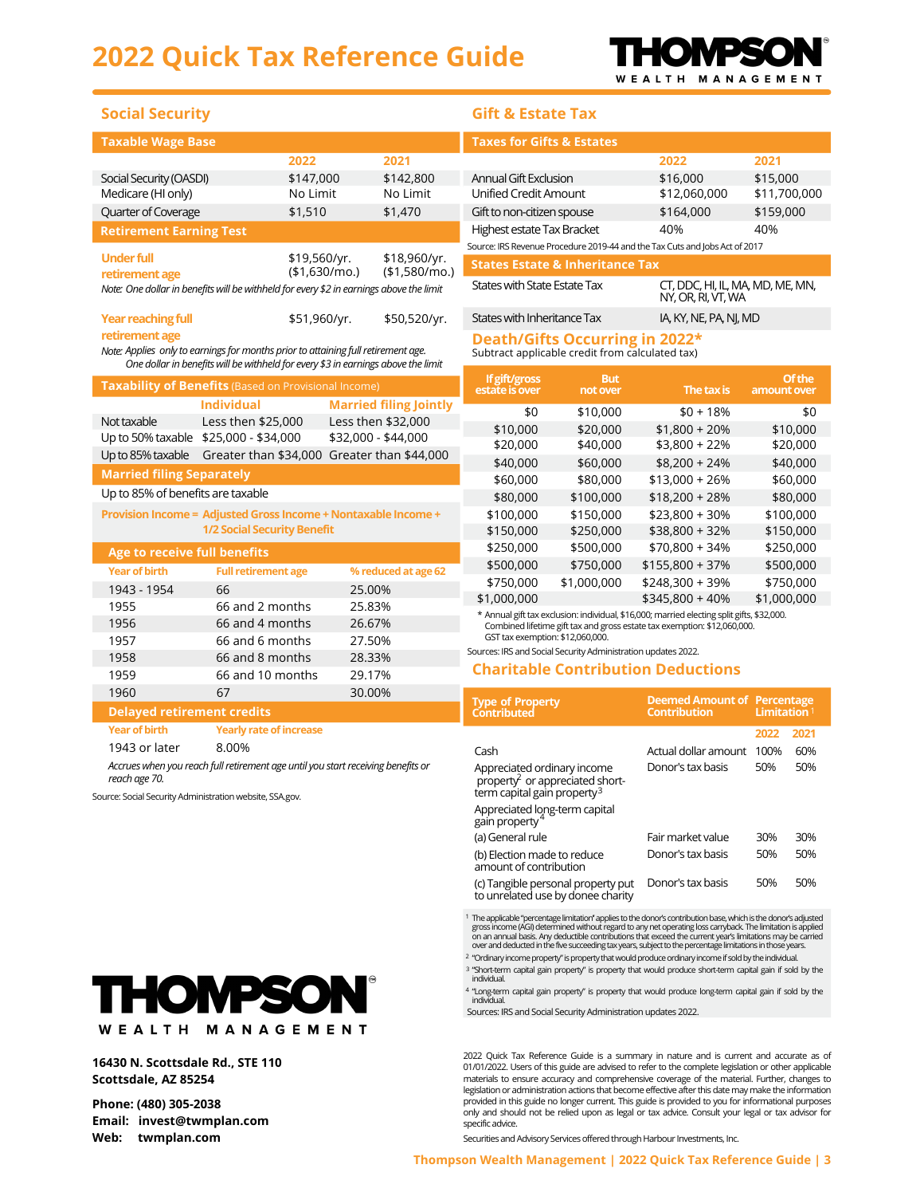# 2022 Quick Tax Reference Guide

THOMPSON WEALTH MANAGEMENT

## Social Security

| Taxable Wage Base | 2022 | 2021 |
|---|---|---|
| Social Security (OASDI) | $147,000 | $142,800 |
| Medicare (HI only) | No Limit | No Limit |
| Quarter of Coverage | $1,510 | $1,470 |
| **Retirement Earning Test** | | |
| Under full retirement age | $19,560/yr. ($1,630/mo.) | $18,960/yr. ($1,580/mo.) |

*Note: One dollar in benefits will be withheld for every $2 in earnings above the limit*

| | | |
|---|---|---|
| Year reaching full retirement age | $51,960/yr. | $50,520/yr. |

*Note: Applies only to earnings for months prior to attaining full retirement age. One dollar in benefits will be withheld for every $3 in earnings above the limit*

### Taxability of Benefits (Based on Provisional Income)

| | Individual | Married filing Jointly |
|---|---|---|
| Not taxable | Less then $25,000 | Less then $32,000 |
| Up to 50% taxable | $25,000 - $34,000 | $32,000 - $44,000 |
| Up to 85% taxable | Greater than $34,000 | Greater than $44,000 |
| **Married filing Separately** | | |
| Up to 85% of benefits are taxable | | |

Provision Income = Adjusted Gross Income + Nontaxable Income + 1/2 Social Security Benefit

### Age to receive full benefits

| Year of birth | Full retirement age | % reduced at age 62 |
|---|---|---|
| 1943 - 1954 | 66 | 25.00% |
| 1955 | 66 and 2 months | 25.83% |
| 1956 | 66 and 4 months | 26.67% |
| 1957 | 66 and 6 months | 27.50% |
| 1958 | 66 and 8 months | 28.33% |
| 1959 | 66 and 10 months | 29.17% |
| 1960 | 67 | 30.00% |

### Delayed retirement credits

| Year of birth | Yearly rate of increase |
|---|---|
| 1943 or later | 8.00% |

*Accrues when you reach full retirement age until you start receiving benefits or reach age 70.*

Source: Social Security Administration website, SSA.gov.

## Gift & Estate Tax

| Taxes for Gifts & Estates | 2022 | 2021 |
|---|---|---|
| Annual Gift Exclusion | $16,000 | $15,000 |
| Unified Credit Amount | $12,060,000 | $11,700,000 |
| Gift to non-citizen spouse | $164,000 | $159,000 |
| Highest estate Tax Bracket | 40% | 40% |

Source: IRS Revenue Procedure 2019-44 and the Tax Cuts and Jobs Act of 2017

### States Estate & Inheritance Tax

| | |
|---|---|
| States with State Estate Tax | CT, DDC, HI, IL, MA, MD, ME, MN, NY, OR, RI, VT, WA |
| States with Inheritance Tax | IA, KY, NE, PA, NJ, MD |

## Death/Gifts Occurring in 2022*

Subtract applicable credit from calculated tax)

| If gift/gross estate is over | But not over | The tax is | Of the amount over |
|---|---|---|---|
| $0 | $10,000 | $0 + 18% | $0 |
| $10,000 | $20,000 | $1,800 + 20% | $10,000 |
| $20,000 | $40,000 | $3,800 + 22% | $20,000 |
| $40,000 | $60,000 | $8,200 + 24% | $40,000 |
| $60,000 | $80,000 | $13,000 + 26% | $60,000 |
| $80,000 | $100,000 | $18,200 + 28% | $80,000 |
| $100,000 | $150,000 | $23,800 + 30% | $100,000 |
| $150,000 | $250,000 | $38,800 + 32% | $150,000 |
| $250,000 | $500,000 | $70,800 + 34% | $250,000 |
| $500,000 | $750,000 | $155,800 + 37% | $500,000 |
| $750,000 | $1,000,000 | $248,300 + 39% | $750,000 |
| $1,000,000 | | $345,800 + 40% | $1,000,000 |

\* Annual gift tax exclusion: individual, $16,000; married electing split gifts, $32,000. Combined lifetime gift tax and gross estate tax exemption: $12,060,000. GST tax exemption: $12,060,000.

Sources: IRS and Social Security Administration updates 2022.

## Charitable Contribution Deductions

| Type of Property Contributed | Deemed Amount of Contribution | Percentage Limitation[1] 2022 | 2021 |
|---|---|---|---|
| Cash | Actual dollar amount | 100% | 60% |
| Appreciated ordinary income property[2] or appreciated short-term capital gain property[3] | Donor's tax basis | 50% | 50% |
| Appreciated long-term capital gain property[4] | | | |
| (a) General rule | Fair market value | 30% | 30% |
| (b) Election made to reduce amount of contribution | Donor's tax basis | 50% | 50% |
| (c) Tangible personal property put to unrelated use by donee charity | Donor's tax basis | 50% | 50% |

[1] The applicable "percentage limitation" applies to the donor's contribution base, which is the donor's adjusted gross income (AGI) determined without regard to any net operating loss carryback. The limitation is applied on an annual basis. Any deductible contributions that exceed the current year's limitations may be carried over and deducted in the five succeeding tax years, subject to the percentage limitations in those years.

[2] "Ordinary income property" is property that would produce ordinary income if sold by the individual.

[3] "Short-term capital gain property" is property that would produce short-term capital gain if sold by the individual.

[4] "Long-term capital gain property" is property that would produce long-term capital gain if sold by the individual.

Sources: IRS and Social Security Administration updates 2022.

THOMPSON WEALTH MANAGEMENT

**16430 N. Scottsdale Rd., STE 110**
**Scottsdale, AZ 85254**

**Phone: (480) 305-2038**
**Email: invest@twmplan.com**
**Web: twmplan.com**

2022 Quick Tax Reference Guide is a summary in nature and is current and accurate as of 01/01/2022. Users of this guide are advised to refer to the complete legislation or other applicable materials to ensure accuracy and comprehensive coverage of the material. Further, changes to legislation or administration actions that become effective after this date may make the information provided in this guide no longer current. This guide is provided to you for informational purposes only and should not be relied upon as legal or tax advice. Consult your legal or tax advisor for specific advice.

Securities and Advisory Services offered through Harbour Investments, Inc.